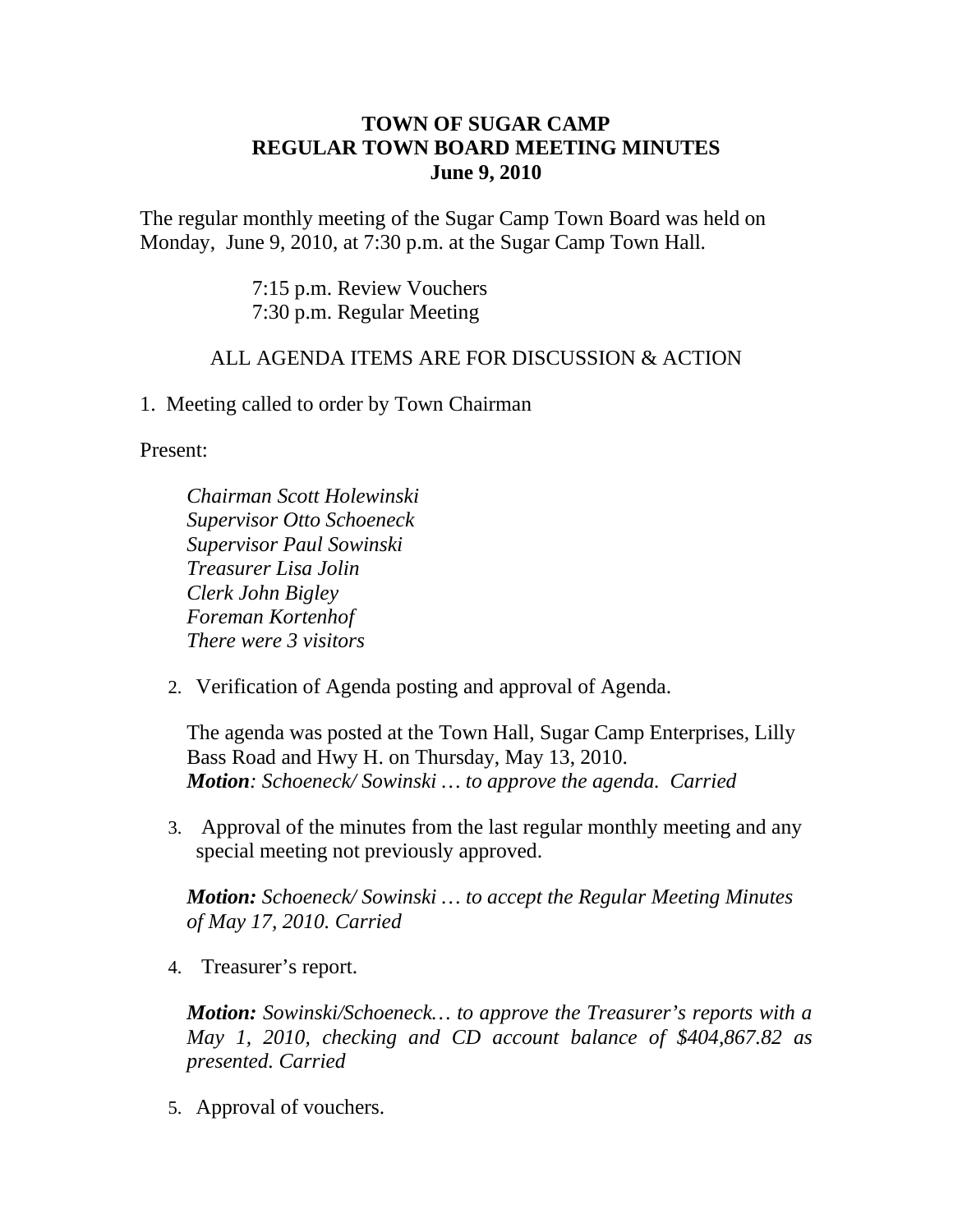# TOWN OF SUGAR CAMP
## REGULAR TOWN BOARD MEETING MINUTES
### June 9, 2010

The regular monthly meeting of the Sugar Camp Town Board was held on Monday, June 9, 2010, at 7:30 p.m. at the Sugar Camp Town Hall.

7:15 p.m. Review Vouchers
7:30 p.m. Regular Meeting

ALL AGENDA ITEMS ARE FOR DISCUSSION & ACTION

1. Meeting called to order by Town Chairman

Present:

*Chairman Scott Holewinski*
*Supervisor Otto Schoeneck*
*Supervisor Paul Sowinski*
*Treasurer Lisa Jolin*
*Clerk John Bigley*
*Foreman Kortenhof*
*There were 3 visitors*

2. Verification of Agenda posting and approval of Agenda.

   The agenda was posted at the Town Hall, Sugar Camp Enterprises, Lilly Bass Road and Hwy H. on Thursday, May 13, 2010.
   ***Motion****: Schoeneck/ Sowinski … to approve the agenda. Carried*

3. Approval of the minutes from the last regular monthly meeting and any special meeting not previously approved.

   ***Motion:*** *Schoeneck/ Sowinski … to accept the Regular Meeting Minutes of May 17, 2010. Carried*

4. Treasurer's report.

   ***Motion:*** *Sowinski/Schoeneck… to approve the Treasurer's reports with a May 1, 2010, checking and CD account balance of $404,867.82 as presented. Carried*

5. Approval of vouchers.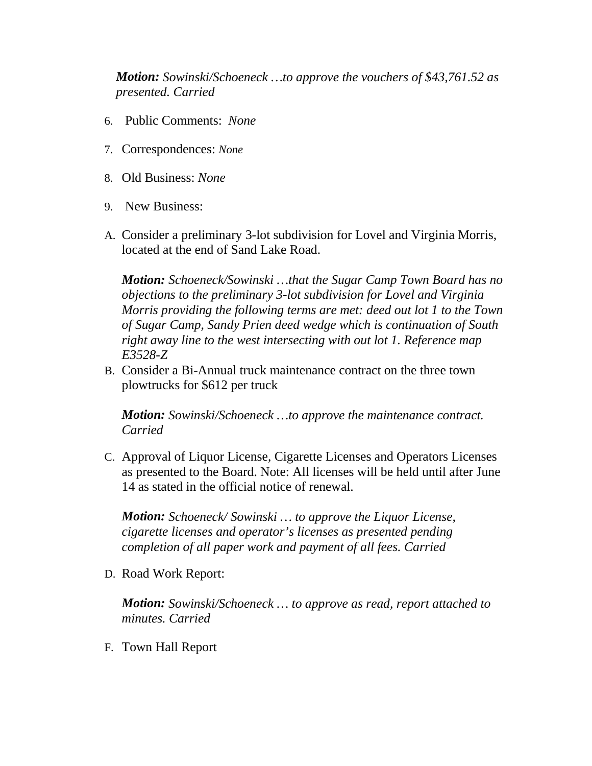***Motion:*** *Sowinski/Schoeneck …to approve the vouchers of $43,761.52 as presented. Carried*

6. Public Comments: *None*

7. Correspondences: *None*

8. Old Business: *None*

9. New Business:

A. Consider a preliminary 3-lot subdivision for Lovel and Virginia Morris, located at the end of Sand Lake Road.

   ***Motion:*** *Schoeneck/Sowinski …that the Sugar Camp Town Board has no objections to the preliminary 3-lot subdivision for Lovel and Virginia Morris providing the following terms are met: deed out lot 1 to the Town of Sugar Camp, Sandy Prien deed wedge which is continuation of South right away line to the west intersecting with out lot 1. Reference map E3528-Z*

B. Consider a Bi-Annual truck maintenance contract on the three town plowtrucks for $612 per truck

   ***Motion:*** *Sowinski/Schoeneck …to approve the maintenance contract. Carried*

C. Approval of Liquor License, Cigarette Licenses and Operators Licenses as presented to the Board. Note: All licenses will be held until after June 14 as stated in the official notice of renewal.

   ***Motion:*** *Schoeneck/ Sowinski … to approve the Liquor License, cigarette licenses and operator's licenses as presented pending completion of all paper work and payment of all fees. Carried*

D. Road Work Report:

   ***Motion:*** *Sowinski/Schoeneck … to approve as read, report attached to minutes. Carried*

F. Town Hall Report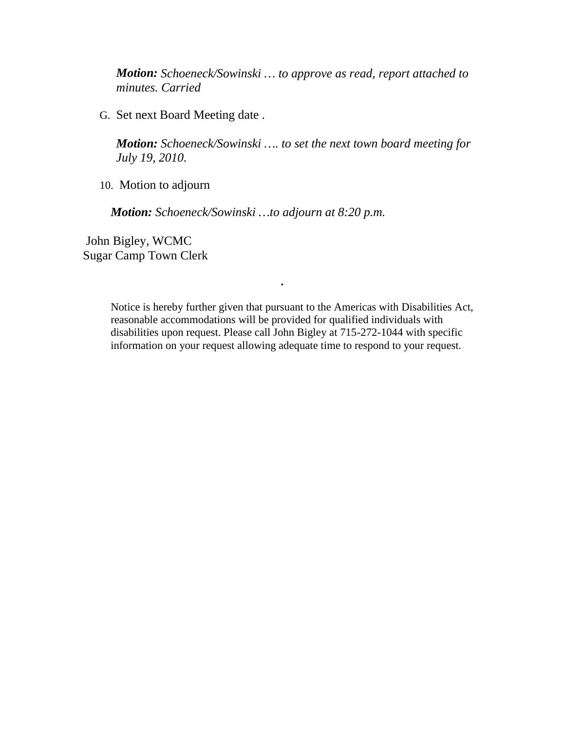***Motion:*** *Schoeneck/Sowinski … to approve as read, report attached to minutes. Carried*

G. Set next Board Meeting date .

***Motion:*** *Schoeneck/Sowinski …. to set the next town board meeting for July 19, 2010.*

10. Motion to adjourn

***Motion:*** *Schoeneck/Sowinski …to adjourn at 8:20 p.m.*

John Bigley, WCMC
Sugar Camp Town Clerk

.

Notice is hereby further given that pursuant to the Americas with Disabilities Act, reasonable accommodations will be provided for qualified individuals with disabilities upon request. Please call John Bigley at 715-272-1044 with specific information on your request allowing adequate time to respond to your request.